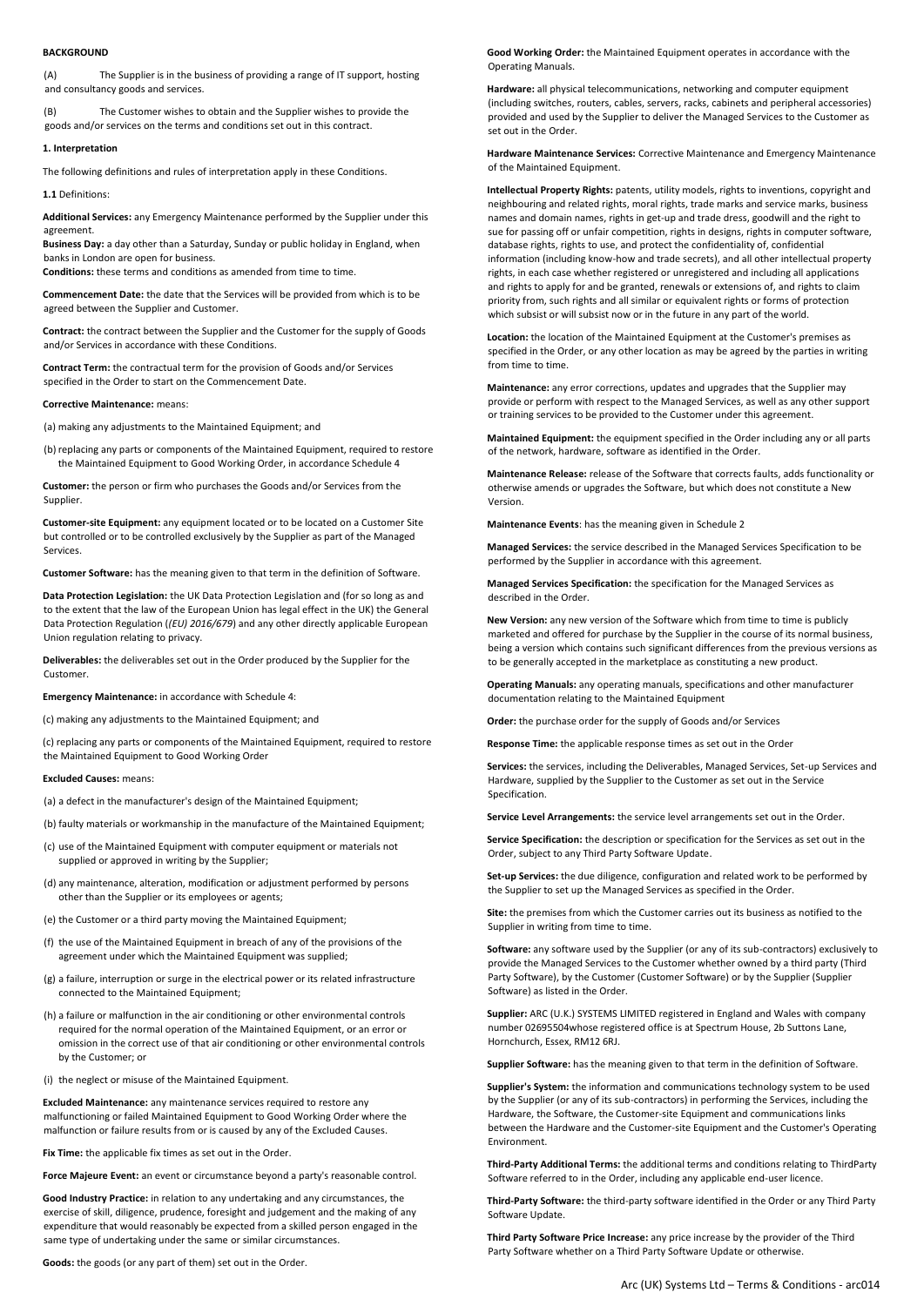**BACKGROUND**

(A) The Supplier is in the business of providing a range of IT support, hosting and consultancy goods and services.

(B) The Customer wishes to obtain and the Supplier wishes to provide the goods and/or services on the terms and conditions set out in this contract.

**1. Interpretation**

The following definitions and rules of interpretation apply in these Conditions.

**1.1** Definitions:

**Additional Services:** any Emergency Maintenance performed by the Supplier under this agreement.

**Business Day:** a day other than a Saturday, Sunday or public holiday in England, when banks in London are open for business.

**Conditions:** these terms and conditions as amended from time to time.

**Commencement Date:** the date that the Services will be provided from which is to be agreed between the Supplier and Customer.

**Contract:** the contract between the Supplier and the Customer for the supply of Goods and/or Services in accordance with these Conditions.

**Contract Term:** the contractual term for the provision of Goods and/or Services specified in the Order to start on the Commencement Date.

**Corrective Maintenance:** means:

(a) making any adjustments to the Maintained Equipment; and

(b) replacing any parts or components of the Maintained Equipment, required to restore the Maintained Equipment to Good Working Order, in accordance Schedule 4

**Customer:** the person or firm who purchases the Goods and/or Services from the Supplier.

**Customer-site Equipment:** any equipment located or to be located on a Customer Site but controlled or to be controlled exclusively by the Supplier as part of the Managed Services.

**Customer Software:** has the meaning given to that term in the definition of Software.

**Data Protection Legislation:** the UK Data Protection Legislation and (for so long as and to the extent that the law of the European Union has legal effect in the UK) the General Data Protection Regulation (*(EU) 2016/679*) and any other directly applicable European Union regulation relating to privacy.

**Deliverables:** the deliverables set out in the Order produced by the Supplier for the Customer.

**Emergency Maintenance:** in accordance with Schedule 4:

(c) making any adjustments to the Maintained Equipment; and

(c) replacing any parts or components of the Maintained Equipment, required to restore the Maintained Equipment to Good Working Order

**Excluded Causes:** means:

(a) a defect in the manufacturer's design of the Maintained Equipment;

(b) faulty materials or workmanship in the manufacture of the Maintained Equipment;

(c) use of the Maintained Equipment with computer equipment or materials not supplied or approved in writing by the Supplier;

(d) any maintenance, alteration, modification or adjustment performed by persons other than the Supplier or its employees or agents;

(e) the Customer or a third party moving the Maintained Equipment;

(f) the use of the Maintained Equipment in breach of any of the provisions of the agreement under which the Maintained Equipment was supplied;

(g) a failure, interruption or surge in the electrical power or its related infrastructure connected to the Maintained Equipment;

(h) a failure or malfunction in the air conditioning or other environmental controls required for the normal operation of the Maintained Equipment, or an error or omission in the correct use of that air conditioning or other environmental controls by the Customer; or

(i) the neglect or misuse of the Maintained Equipment.

**Excluded Maintenance:** any maintenance services required to restore any malfunctioning or failed Maintained Equipment to Good Working Order where the malfunction or failure results from or is caused by any of the Excluded Causes.

**Fix Time:** the applicable fix times as set out in the Order.

**Force Majeure Event:** an event or circumstance beyond a party's reasonable control.

**Good Industry Practice:** in relation to any undertaking and any circumstances, the exercise of skill, diligence, prudence, foresight and judgement and the making of any expenditure that would reasonably be expected from a skilled person engaged in the same type of undertaking under the same or similar circumstances.

**Goods:** the goods (or any part of them) set out in the Order.

**Good Working Order:** the Maintained Equipment operates in accordance with the Operating Manuals.

**Hardware:** all physical telecommunications, networking and computer equipment (including switches, routers, cables, servers, racks, cabinets and peripheral accessories) provided and used by the Supplier to deliver the Managed Services to the Customer as set out in the Order.

**Hardware Maintenance Services:** Corrective Maintenance and Emergency Maintenance of the Maintained Equipment.

**Intellectual Property Rights:** patents, utility models, rights to inventions, copyright and neighbouring and related rights, moral rights, trade marks and service marks, business names and domain names, rights in get-up and trade dress, goodwill and the right to sue for passing off or unfair competition, rights in designs, rights in computer software, database rights, rights to use, and protect the confidentiality of, confidential information (including know-how and trade secrets), and all other intellectual property rights, in each case whether registered or unregistered and including all applications and rights to apply for and be granted, renewals or extensions of, and rights to claim priority from, such rights and all similar or equivalent rights or forms of protection which subsist or will subsist now or in the future in any part of the world.

**Location:** the location of the Maintained Equipment at the Customer's premises as specified in the Order, or any other location as may be agreed by the parties in writing from time to time.

**Maintenance:** any error corrections, updates and upgrades that the Supplier may provide or perform with respect to the Managed Services, as well as any other support or training services to be provided to the Customer under this agreement.

**Maintained Equipment:** the equipment specified in the Order including any or all parts of the network, hardware, software as identified in the Order.

**Maintenance Release:** release of the Software that corrects faults, adds functionality or otherwise amends or upgrades the Software, but which does not constitute a New Version.

**Maintenance Events**: has the meaning given in Schedule 2

**Managed Services:** the service described in the Managed Services Specification to be performed by the Supplier in accordance with this agreement.

**Managed Services Specification:** the specification for the Managed Services as described in the Order.

**New Version:** any new version of the Software which from time to time is publicly marketed and offered for purchase by the Supplier in the course of its normal business, being a version which contains such significant differences from the previous versions as to be generally accepted in the marketplace as constituting a new product.

**Operating Manuals:** any operating manuals, specifications and other manufacturer documentation relating to the Maintained Equipment

**Order:** the purchase order for the supply of Goods and/or Services

**Response Time:** the applicable response times as set out in the Order

**Services:** the services, including the Deliverables, Managed Services, Set-up Services and Hardware, supplied by the Supplier to the Customer as set out in the Service Specification.

**Service Level Arrangements:** the service level arrangements set out in the Order.

**Service Specification:** the description or specification for the Services as set out in the Order, subject to any Third Party Software Update.

**Set-up Services:** the due diligence, configuration and related work to be performed by the Supplier to set up the Managed Services as specified in the Order.

**Site:** the premises from which the Customer carries out its business as notified to the Supplier in writing from time to time.

**Software:** any software used by the Supplier (or any of its sub-contractors) exclusively to provide the Managed Services to the Customer whether owned by a third party (Third Party Software), by the Customer (Customer Software) or by the Supplier (Supplier Software) as listed in the Order.

**Supplier:** ARC (U.K.) SYSTEMS LIMITED registered in England and Wales with company number 02695504whose registered office is at Spectrum House, 2b Suttons Lane, Hornchurch, Essex, RM12 6RJ.

**Supplier Software:** has the meaning given to that term in the definition of Software.

**Supplier's System:** the information and communications technology system to be used by the Supplier (or any of its sub-contractors) in performing the Services, including the Hardware, the Software, the Customer-site Equipment and communications links between the Hardware and the Customer-site Equipment and the Customer's Operating Environment.

**Third-Party Additional Terms:** the additional terms and conditions relating to ThirdParty Software referred to in the Order, including any applicable end-user licence.

**Third-Party Software:** the third-party software identified in the Order or any Third Party Software Update.

**Third Party Software Price Increase:** any price increase by the provider of the Third Party Software whether on a Third Party Software Update or otherwise.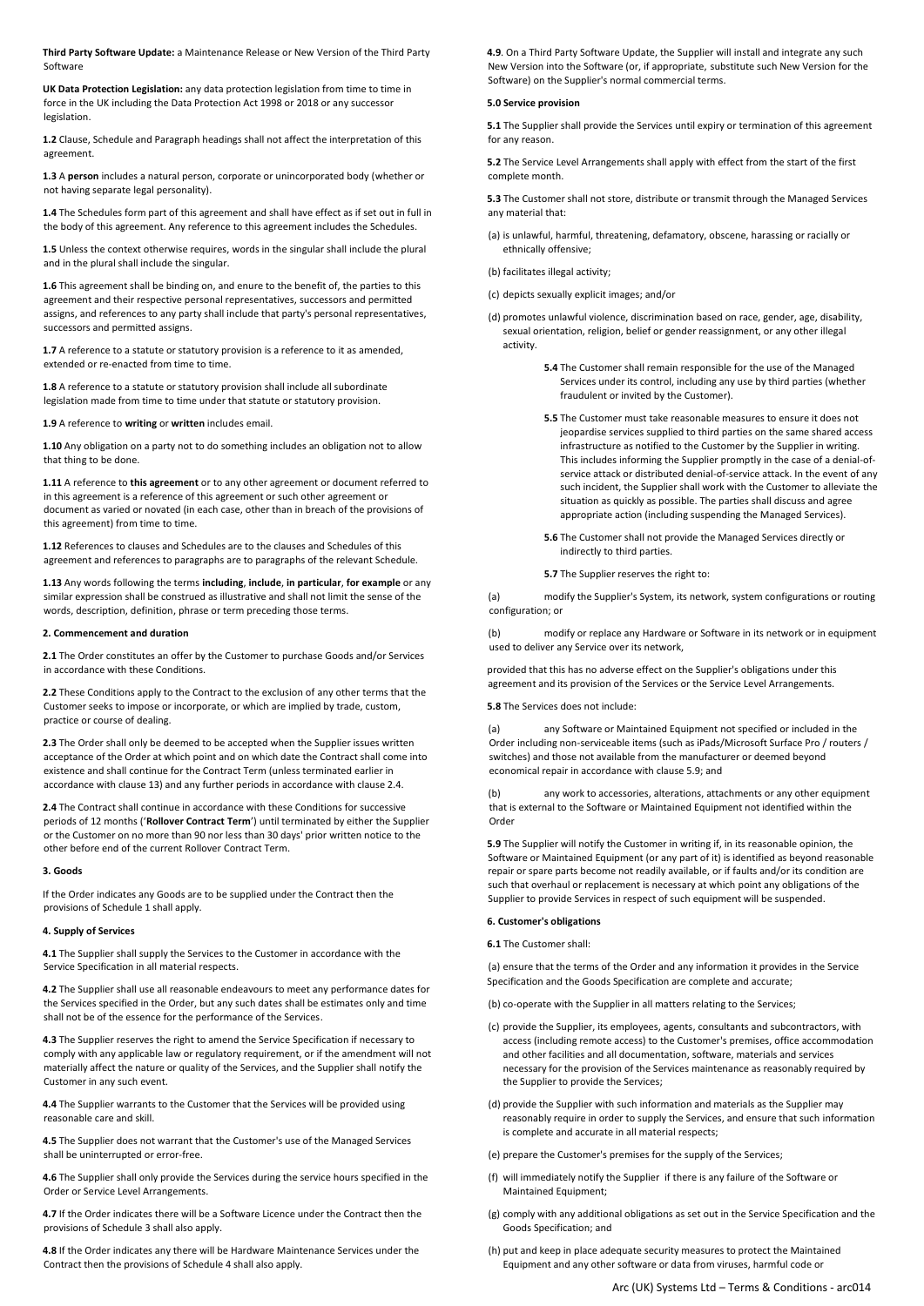**Third Party Software Update:** a Maintenance Release or New Version of the Third Party Software

**UK Data Protection Legislation:** any data protection legislation from time to time in force in the UK including the Data Protection Act 1998 or 2018 or any successor legislation.

**1.2** Clause, Schedule and Paragraph headings shall not affect the interpretation of this agreement.

**1.3** A **person** includes a natural person, corporate or unincorporated body (whether or not having separate legal personality).

**1.4** The Schedules form part of this agreement and shall have effect as if set out in full in the body of this agreement. Any reference to this agreement includes the Schedules.

**1.5** Unless the context otherwise requires, words in the singular shall include the plural and in the plural shall include the singular.

**1.6** This agreement shall be binding on, and enure to the benefit of, the parties to this agreement and their respective personal representatives, successors and permitted assigns, and references to any party shall include that party's personal representatives, successors and permitted assigns.

**1.7** A reference to a statute or statutory provision is a reference to it as amended, extended or re-enacted from time to time.

**1.8** A reference to a statute or statutory provision shall include all subordinate legislation made from time to time under that statute or statutory provision.

**1.9** A reference to **writing** or **written** includes email.

**1.10** Any obligation on a party not to do something includes an obligation not to allow that thing to be done.

**1.11** A reference to **this agreement** or to any other agreement or document referred to in this agreement is a reference of this agreement or such other agreement or document as varied or novated (in each case, other than in breach of the provisions of this agreement) from time to time.

**1.12** References to clauses and Schedules are to the clauses and Schedules of this agreement and references to paragraphs are to paragraphs of the relevant Schedule.

**1.13** Any words following the terms **including**, **include**, **in particular**, **for example** or any similar expression shall be construed as illustrative and shall not limit the sense of the words, description, definition, phrase or term preceding those terms.

**2. Commencement and duration**

**2.1** The Order constitutes an offer by the Customer to purchase Goods and/or Services in accordance with these Conditions.

**2.2** These Conditions apply to the Contract to the exclusion of any other terms that the Customer seeks to impose or incorporate, or which are implied by trade, custom, practice or course of dealing.

**2.3** The Order shall only be deemed to be accepted when the Supplier issues written acceptance of the Order at which point and on which date the Contract shall come into existence and shall continue for the Contract Term (unless terminated earlier in accordance with clause 13) and any further periods in accordance with clause 2.4.

**2.4** The Contract shall continue in accordance with these Conditions for successive periods of 12 months ('**Rollover Contract Term**') until terminated by either the Supplier or the Customer on no more than 90 nor less than 30 days' prior written notice to the other before end of the current Rollover Contract Term.

**3. Goods**

If the Order indicates any Goods are to be supplied under the Contract then the provisions of Schedule 1 shall apply.

**4. Supply of Services**

**4.1** The Supplier shall supply the Services to the Customer in accordance with the Service Specification in all material respects.

**4.2** The Supplier shall use all reasonable endeavours to meet any performance dates for the Services specified in the Order, but any such dates shall be estimates only and time shall not be of the essence for the performance of the Services.

**4.3** The Supplier reserves the right to amend the Service Specification if necessary to comply with any applicable law or regulatory requirement, or if the amendment will not materially affect the nature or quality of the Services, and the Supplier shall notify the Customer in any such event.

**4.4** The Supplier warrants to the Customer that the Services will be provided using reasonable care and skill.

**4.5** The Supplier does not warrant that the Customer's use of the Managed Services shall be uninterrupted or error-free.

**4.6** The Supplier shall only provide the Services during the service hours specified in the Order or Service Level Arrangements.

**4.7** If the Order indicates there will be a Software Licence under the Contract then the provisions of Schedule 3 shall also apply.

**4.8** If the Order indicates any there will be Hardware Maintenance Services under the Contract then the provisions of Schedule 4 shall also apply.

**4.9**. On a Third Party Software Update, the Supplier will install and integrate any such New Version into the Software (or, if appropriate, substitute such New Version for the Software) on the Supplier's normal commercial terms.

**5.0 Service provision**

**5.1** The Supplier shall provide the Services until expiry or termination of this agreement for any reason.

**5.2** The Service Level Arrangements shall apply with effect from the start of the first complete month.

**5.3** The Customer shall not store, distribute or transmit through the Managed Services any material that:

(a) is unlawful, harmful, threatening, defamatory, obscene, harassing or racially or ethnically offensive;

(b) facilitates illegal activity;

(c) depicts sexually explicit images; and/or

(d) promotes unlawful violence, discrimination based on race, gender, age, disability, sexual orientation, religion, belief or gender reassignment, or any other illegal activity.

**5.4** The Customer shall remain responsible for the use of the Managed Services under its control, including any use by third parties (whether fraudulent or invited by the Customer).

**5.5** The Customer must take reasonable measures to ensure it does not jeopardise services supplied to third parties on the same shared access infrastructure as notified to the Customer by the Supplier in writing. This includes informing the Supplier promptly in the case of a denial-of-service attack or distributed denial-of-service attack. In the event of any such incident, the Supplier shall work with the Customer to alleviate the situation as quickly as possible. The parties shall discuss and agree appropriate action (including suspending the Managed Services).

**5.6** The Customer shall not provide the Managed Services directly or indirectly to third parties.

**5.7** The Supplier reserves the right to:

(a) modify the Supplier's System, its network, system configurations or routing configuration; or

(b) modify or replace any Hardware or Software in its network or in equipment used to deliver any Service over its network,

provided that this has no adverse effect on the Supplier's obligations under this agreement and its provision of the Services or the Service Level Arrangements.

**5.8** The Services does not include:

(a) any Software or Maintained Equipment not specified or included in the Order including non-serviceable items (such as iPads/Microsoft Surface Pro / routers / switches) and those not available from the manufacturer or deemed beyond economical repair in accordance with clause 5.9; and

(b) any work to accessories, alterations, attachments or any other equipment that is external to the Software or Maintained Equipment not identified within the Order

**5.9** The Supplier will notify the Customer in writing if, in its reasonable opinion, the Software or Maintained Equipment (or any part of it) is identified as beyond reasonable repair or spare parts become not readily available, or if faults and/or its condition are such that overhaul or replacement is necessary at which point any obligations of the Supplier to provide Services in respect of such equipment will be suspended.

**6. Customer's obligations**

**6.1** The Customer shall:

(a) ensure that the terms of the Order and any information it provides in the Service Specification and the Goods Specification are complete and accurate;

(b) co-operate with the Supplier in all matters relating to the Services;

(c) provide the Supplier, its employees, agents, consultants and subcontractors, with access (including remote access) to the Customer's premises, office accommodation and other facilities and all documentation, software, materials and services necessary for the provision of the Services maintenance as reasonably required by the Supplier to provide the Services;

(d) provide the Supplier with such information and materials as the Supplier may reasonably require in order to supply the Services, and ensure that such information is complete and accurate in all material respects;

(e) prepare the Customer's premises for the supply of the Services;

(f) will immediately notify the Supplier if there is any failure of the Software or Maintained Equipment;

(g) comply with any additional obligations as set out in the Service Specification and the Goods Specification; and

(h) put and keep in place adequate security measures to protect the Maintained Equipment and any other software or data from viruses, harmful code or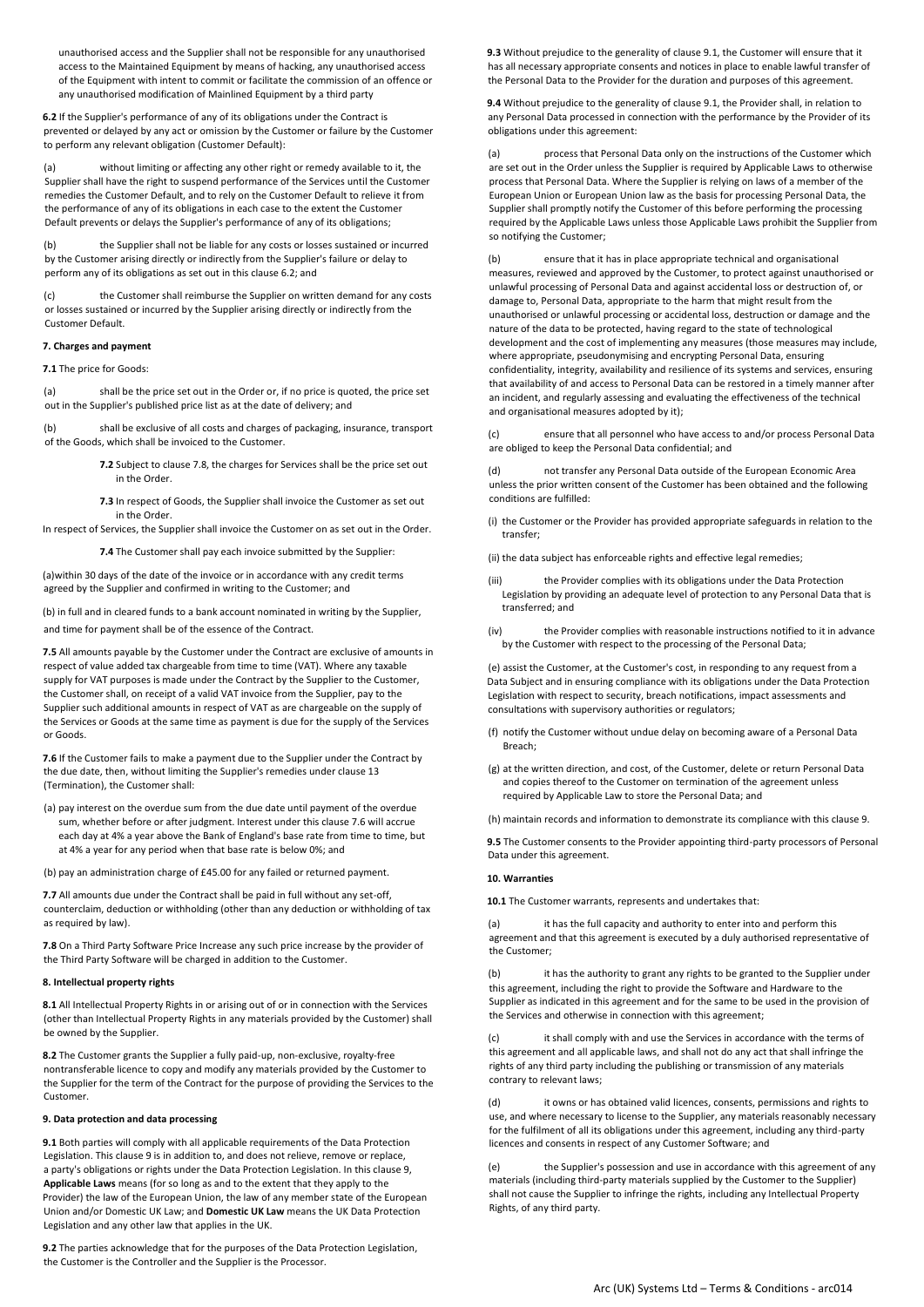unauthorised access and the Supplier shall not be responsible for any unauthorised access to the Maintained Equipment by means of hacking, any unauthorised access of the Equipment with intent to commit or facilitate the commission of an offence or any unauthorised modification of Mainlined Equipment by a third party

**6.2** If the Supplier's performance of any of its obligations under the Contract is prevented or delayed by any act or omission by the Customer or failure by the Customer to perform any relevant obligation (Customer Default):

(a) without limiting or affecting any other right or remedy available to it, the Supplier shall have the right to suspend performance of the Services until the Customer remedies the Customer Default, and to rely on the Customer Default to relieve it from the performance of any of its obligations in each case to the extent the Customer Default prevents or delays the Supplier's performance of any of its obligations;

(b) the Supplier shall not be liable for any costs or losses sustained or incurred by the Customer arising directly or indirectly from the Supplier's failure or delay to perform any of its obligations as set out in this clause 6.2; and

(c) the Customer shall reimburse the Supplier on written demand for any costs or losses sustained or incurred by the Supplier arising directly or indirectly from the Customer Default.

**7. Charges and payment**

**7.1** The price for Goods:

(a) shall be the price set out in the Order or, if no price is quoted, the price set out in the Supplier's published price list as at the date of delivery; and

(b) shall be exclusive of all costs and charges of packaging, insurance, transport of the Goods, which shall be invoiced to the Customer.

**7.2** Subject to clause 7.8, the charges for Services shall be the price set out in the Order.

**7.3** In respect of Goods, the Supplier shall invoice the Customer as set out in the Order.

In respect of Services, the Supplier shall invoice the Customer on as set out in the Order.

**7.4** The Customer shall pay each invoice submitted by the Supplier:

(a)within 30 days of the date of the invoice or in accordance with any credit terms agreed by the Supplier and confirmed in writing to the Customer; and

(b) in full and in cleared funds to a bank account nominated in writing by the Supplier,

and time for payment shall be of the essence of the Contract.

**7.5** All amounts payable by the Customer under the Contract are exclusive of amounts in respect of value added tax chargeable from time to time (VAT). Where any taxable supply for VAT purposes is made under the Contract by the Supplier to the Customer, the Customer shall, on receipt of a valid VAT invoice from the Supplier, pay to the Supplier such additional amounts in respect of VAT as are chargeable on the supply of the Services or Goods at the same time as payment is due for the supply of the Services or Goods.

**7.6** If the Customer fails to make a payment due to the Supplier under the Contract by the due date, then, without limiting the Supplier's remedies under clause 13 (Termination), the Customer shall:

(a) pay interest on the overdue sum from the due date until payment of the overdue sum, whether before or after judgment. Interest under this clause 7.6 will accrue each day at 4% a year above the Bank of England's base rate from time to time, but at 4% a year for any period when that base rate is below 0%; and

(b) pay an administration charge of £45.00 for any failed or returned payment.

**7.7** All amounts due under the Contract shall be paid in full without any set-off, counterclaim, deduction or withholding (other than any deduction or withholding of tax as required by law).

**7.8** On a Third Party Software Price Increase any such price increase by the provider of the Third Party Software will be charged in addition to the Customer.

**8. Intellectual property rights**

**8.1** All Intellectual Property Rights in or arising out of or in connection with the Services (other than Intellectual Property Rights in any materials provided by the Customer) shall be owned by the Supplier.

**8.2** The Customer grants the Supplier a fully paid-up, non-exclusive, royalty-free nontransferable licence to copy and modify any materials provided by the Customer to the Supplier for the term of the Contract for the purpose of providing the Services to the Customer.

**9. Data protection and data processing**

**9.1** Both parties will comply with all applicable requirements of the Data Protection Legislation. This clause 9 is in addition to, and does not relieve, remove or replace, a party's obligations or rights under the Data Protection Legislation. In this clause 9, **Applicable Laws** means (for so long as and to the extent that they apply to the Provider) the law of the European Union, the law of any member state of the European Union and/or Domestic UK Law; and **Domestic UK Law** means the UK Data Protection Legislation and any other law that applies in the UK.

**9.2** The parties acknowledge that for the purposes of the Data Protection Legislation, the Customer is the Controller and the Supplier is the Processor.

**9.3** Without prejudice to the generality of clause 9.1, the Customer will ensure that it has all necessary appropriate consents and notices in place to enable lawful transfer of the Personal Data to the Provider for the duration and purposes of this agreement.

**9.4** Without prejudice to the generality of clause 9.1, the Provider shall, in relation to any Personal Data processed in connection with the performance by the Provider of its obligations under this agreement:

(a) process that Personal Data only on the instructions of the Customer which are set out in the Order unless the Supplier is required by Applicable Laws to otherwise process that Personal Data. Where the Supplier is relying on laws of a member of the European Union or European Union law as the basis for processing Personal Data, the Supplier shall promptly notify the Customer of this before performing the processing required by the Applicable Laws unless those Applicable Laws prohibit the Supplier from so notifying the Customer;

(b) ensure that it has in place appropriate technical and organisational measures, reviewed and approved by the Customer, to protect against unauthorised or unlawful processing of Personal Data and against accidental loss or destruction of, or damage to, Personal Data, appropriate to the harm that might result from the unauthorised or unlawful processing or accidental loss, destruction or damage and the nature of the data to be protected, having regard to the state of technological development and the cost of implementing any measures (those measures may include, where appropriate, pseudonymising and encrypting Personal Data, ensuring confidentiality, integrity, availability and resilience of its systems and services, ensuring that availability of and access to Personal Data can be restored in a timely manner after an incident, and regularly assessing and evaluating the effectiveness of the technical and organisational measures adopted by it);

(c) ensure that all personnel who have access to and/or process Personal Data are obliged to keep the Personal Data confidential; and

(d) not transfer any Personal Data outside of the European Economic Area unless the prior written consent of the Customer has been obtained and the following conditions are fulfilled:

(i) the Customer or the Provider has provided appropriate safeguards in relation to the transfer;

(ii) the data subject has enforceable rights and effective legal remedies;

(iii) the Provider complies with its obligations under the Data Protection Legislation by providing an adequate level of protection to any Personal Data that is transferred; and

(iv) the Provider complies with reasonable instructions notified to it in advance by the Customer with respect to the processing of the Personal Data;

(e) assist the Customer, at the Customer's cost, in responding to any request from a Data Subject and in ensuring compliance with its obligations under the Data Protection Legislation with respect to security, breach notifications, impact assessments and consultations with supervisory authorities or regulators;

(f) notify the Customer without undue delay on becoming aware of a Personal Data Breach;

(g) at the written direction, and cost, of the Customer, delete or return Personal Data and copies thereof to the Customer on termination of the agreement unless required by Applicable Law to store the Personal Data; and

(h) maintain records and information to demonstrate its compliance with this clause 9.

**9.5** The Customer consents to the Provider appointing third-party processors of Personal Data under this agreement.

**10. Warranties**

**10.1** The Customer warrants, represents and undertakes that:

(a) it has the full capacity and authority to enter into and perform this agreement and that this agreement is executed by a duly authorised representative of the Customer;

(b) it has the authority to grant any rights to be granted to the Supplier under this agreement, including the right to provide the Software and Hardware to the Supplier as indicated in this agreement and for the same to be used in the provision of the Services and otherwise in connection with this agreement;

(c) it shall comply with and use the Services in accordance with the terms of this agreement and all applicable laws, and shall not do any act that shall infringe the rights of any third party including the publishing or transmission of any materials contrary to relevant laws;

(d) it owns or has obtained valid licences, consents, permissions and rights to use, and where necessary to license to the Supplier, any materials reasonably necessary for the fulfilment of all its obligations under this agreement, including any third-party licences and consents in respect of any Customer Software; and

(e) the Supplier's possession and use in accordance with this agreement of any materials (including third-party materials supplied by the Customer to the Supplier) shall not cause the Supplier to infringe the rights, including any Intellectual Property Rights, of any third party.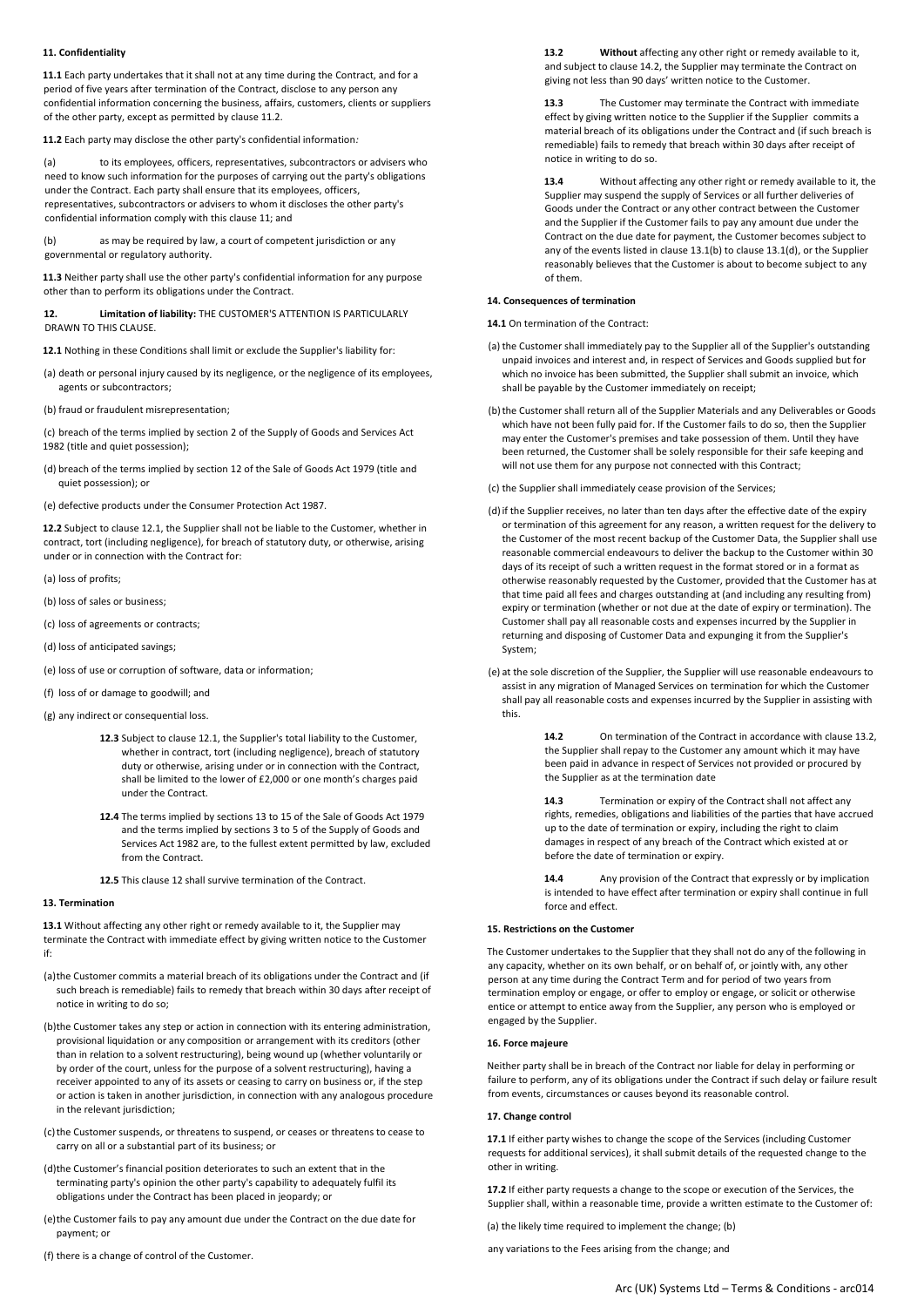### 11. Confidentiality

**11.1** Each party undertakes that it shall not at any time during the Contract, and for a period of five years after termination of the Contract, disclose to any person any confidential information concerning the business, affairs, customers, clients or suppliers of the other party, except as permitted by clause 11.2.

**11.2** Each party may disclose the other party's confidential information:

(a) to its employees, officers, representatives, subcontractors or advisers who need to know such information for the purposes of carrying out the party's obligations under the Contract. Each party shall ensure that its employees, officers, representatives, subcontractors or advisers to whom it discloses the other party's confidential information comply with this clause 11; and

(b) as may be required by law, a court of competent jurisdiction or any governmental or regulatory authority.

**11.3** Neither party shall use the other party's confidential information for any purpose other than to perform its obligations under the Contract.

**12. Limitation of liability:** THE CUSTOMER'S ATTENTION IS PARTICULARLY DRAWN TO THIS CLAUSE.

**12.1** Nothing in these Conditions shall limit or exclude the Supplier's liability for:

(a) death or personal injury caused by its negligence, or the negligence of its employees, agents or subcontractors;

(b) fraud or fraudulent misrepresentation;

(c) breach of the terms implied by section 2 of the Supply of Goods and Services Act 1982 (title and quiet possession);

(d) breach of the terms implied by section 12 of the Sale of Goods Act 1979 (title and quiet possession); or

(e) defective products under the Consumer Protection Act 1987.

**12.2** Subject to clause 12.1, the Supplier shall not be liable to the Customer, whether in contract, tort (including negligence), for breach of statutory duty, or otherwise, arising under or in connection with the Contract for:

(a) loss of profits;

(b) loss of sales or business;

(c) loss of agreements or contracts;

(d) loss of anticipated savings;

(e) loss of use or corruption of software, data or information;

(f) loss of or damage to goodwill; and

(g) any indirect or consequential loss.

**12.3** Subject to clause 12.1, the Supplier's total liability to the Customer, whether in contract, tort (including negligence), breach of statutory duty or otherwise, arising under or in connection with the Contract, shall be limited to the lower of £2,000 or one month's charges paid under the Contract.

**12.4** The terms implied by sections 13 to 15 of the Sale of Goods Act 1979 and the terms implied by sections 3 to 5 of the Supply of Goods and Services Act 1982 are, to the fullest extent permitted by law, excluded from the Contract.

**12.5** This clause 12 shall survive termination of the Contract.

### 13. Termination

**13.1** Without affecting any other right or remedy available to it, the Supplier may terminate the Contract with immediate effect by giving written notice to the Customer if:

(a) the Customer commits a material breach of its obligations under the Contract and (if such breach is remediable) fails to remedy that breach within 30 days after receipt of notice in writing to do so;

(b) the Customer takes any step or action in connection with its entering administration, provisional liquidation or any composition or arrangement with its creditors (other than in relation to a solvent restructuring), being wound up (whether voluntarily or by order of the court, unless for the purpose of a solvent restructuring), having a receiver appointed to any of its assets or ceasing to carry on business or, if the step or action is taken in another jurisdiction, in connection with any analogous procedure in the relevant jurisdiction;

(c) the Customer suspends, or threatens to suspend, or ceases or threatens to cease to carry on all or a substantial part of its business; or

(d) the Customer's financial position deteriorates to such an extent that in the terminating party's opinion the other party's capability to adequately fulfil its obligations under the Contract has been placed in jeopardy; or

(e) the Customer fails to pay any amount due under the Contract on the due date for payment; or

(f) there is a change of control of the Customer.

**13.2** **Without** affecting any other right or remedy available to it, and subject to clause 14.2, the Supplier may terminate the Contract on giving not less than 90 days' written notice to the Customer.

**13.3** The Customer may terminate the Contract with immediate effect by giving written notice to the Supplier if the Supplier commits a material breach of its obligations under the Contract and (if such breach is remediable) fails to remedy that breach within 30 days after receipt of notice in writing to do so.

**13.4** Without affecting any other right or remedy available to it, the Supplier may suspend the supply of Services or all further deliveries of Goods under the Contract or any other contract between the Customer and the Supplier if the Customer fails to pay any amount due under the Contract on the due date for payment, the Customer becomes subject to any of the events listed in clause 13.1(b) to clause 13.1(d), or the Supplier reasonably believes that the Customer is about to become subject to any of them.

### 14. Consequences of termination

**14.1** On termination of the Contract:

(a) the Customer shall immediately pay to the Supplier all of the Supplier's outstanding unpaid invoices and interest and, in respect of Services and Goods supplied but for which no invoice has been submitted, the Supplier shall submit an invoice, which shall be payable by the Customer immediately on receipt;

(b) the Customer shall return all of the Supplier Materials and any Deliverables or Goods which have not been fully paid for. If the Customer fails to do so, then the Supplier may enter the Customer's premises and take possession of them. Until they have been returned, the Customer shall be solely responsible for their safe keeping and will not use them for any purpose not connected with this Contract;

(c) the Supplier shall immediately cease provision of the Services;

(d) if the Supplier receives, no later than ten days after the effective date of the expiry or termination of this agreement for any reason, a written request for the delivery to the Customer of the most recent backup of the Customer Data, the Supplier shall use reasonable commercial endeavours to deliver the backup to the Customer within 30 days of its receipt of such a written request in the format stored or in a format as otherwise reasonably requested by the Customer, provided that the Customer has at that time paid all fees and charges outstanding at (and including any resulting from) expiry or termination (whether or not due at the date of expiry or termination). The Customer shall pay all reasonable costs and expenses incurred by the Supplier in returning and disposing of Customer Data and expunging it from the Supplier's System;

(e) at the sole discretion of the Supplier, the Supplier will use reasonable endeavours to assist in any migration of Managed Services on termination for which the Customer shall pay all reasonable costs and expenses incurred by the Supplier in assisting with this.

**14.2** On termination of the Contract in accordance with clause 13.2, the Supplier shall repay to the Customer any amount which it may have been paid in advance in respect of Services not provided or procured by the Supplier as at the termination date

**14.3** Termination or expiry of the Contract shall not affect any rights, remedies, obligations and liabilities of the parties that have accrued up to the date of termination or expiry, including the right to claim damages in respect of any breach of the Contract which existed at or before the date of termination or expiry.

**14.4** Any provision of the Contract that expressly or by implication is intended to have effect after termination or expiry shall continue in full force and effect.

### 15. Restrictions on the Customer

The Customer undertakes to the Supplier that they shall not do any of the following in any capacity, whether on its own behalf, or on behalf of, or jointly with, any other person at any time during the Contract Term and for period of two years from termination employ or engage, or offer to employ or engage, or solicit or otherwise entice or attempt to entice away from the Supplier, any person who is employed or engaged by the Supplier.

### 16. Force majeure

Neither party shall be in breach of the Contract nor liable for delay in performing or failure to perform, any of its obligations under the Contract if such delay or failure result from events, circumstances or causes beyond its reasonable control.

### 17. Change control

**17.1** If either party wishes to change the scope of the Services (including Customer requests for additional services), it shall submit details of the requested change to the other in writing.

**17.2** If either party requests a change to the scope or execution of the Services, the Supplier shall, within a reasonable time, provide a written estimate to the Customer of:

(a) the likely time required to implement the change; (b)

any variations to the Fees arising from the change; and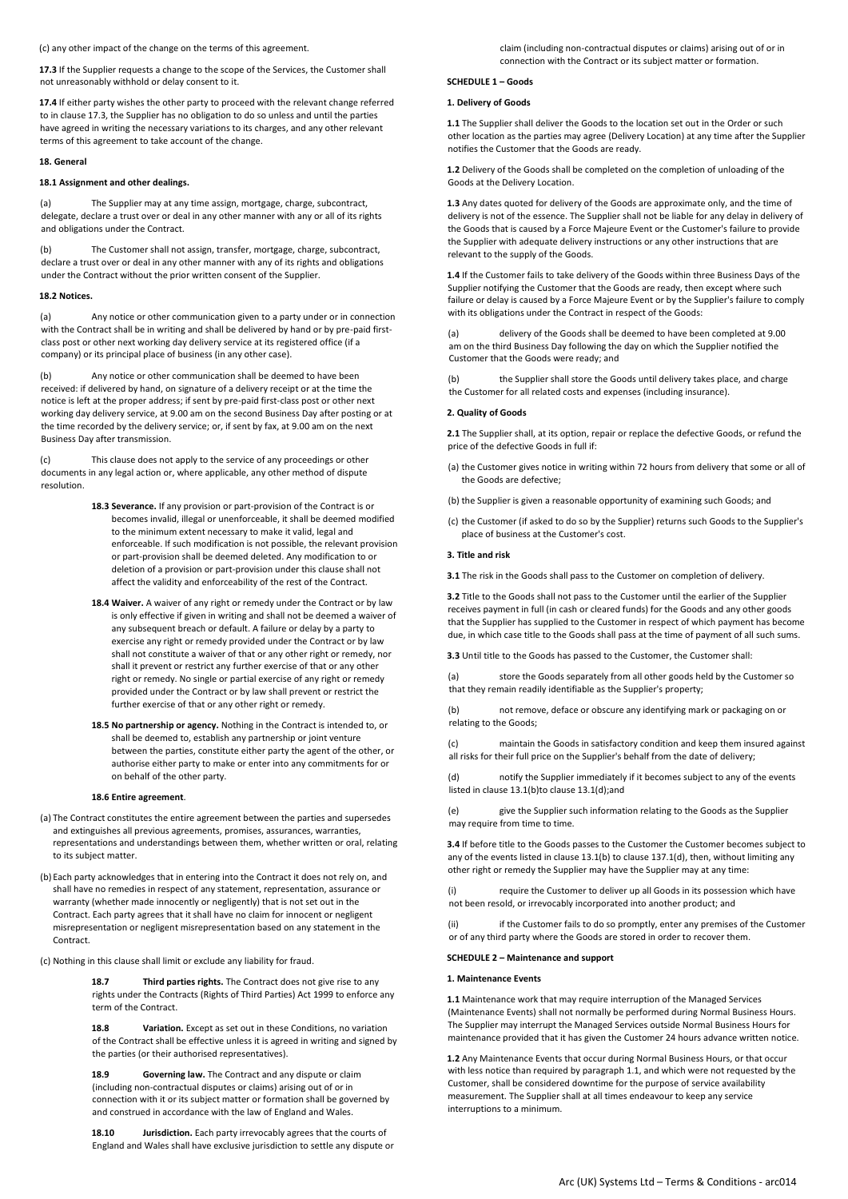(c) any other impact of the change on the terms of this agreement.

**17.3** If the Supplier requests a change to the scope of the Services, the Customer shall not unreasonably withhold or delay consent to it.

**17.4** If either party wishes the other party to proceed with the relevant change referred to in clause 17.3, the Supplier has no obligation to do so unless and until the parties have agreed in writing the necessary variations to its charges, and any other relevant terms of this agreement to take account of the change.

**18. General**

**18.1 Assignment and other dealings.**

(a) The Supplier may at any time assign, mortgage, charge, subcontract, delegate, declare a trust over or deal in any other manner with any or all of its rights and obligations under the Contract.

(b) The Customer shall not assign, transfer, mortgage, charge, subcontract, declare a trust over or deal in any other manner with any of its rights and obligations under the Contract without the prior written consent of the Supplier.

**18.2 Notices.**

(a) Any notice or other communication given to a party under or in connection with the Contract shall be in writing and shall be delivered by hand or by pre-paid first-class post or other next working day delivery service at its registered office (if a company) or its principal place of business (in any other case).

(b) Any notice or other communication shall be deemed to have been received: if delivered by hand, on signature of a delivery receipt or at the time the notice is left at the proper address; if sent by pre-paid first-class post or other next working day delivery service, at 9.00 am on the second Business Day after posting or at the time recorded by the delivery service; or, if sent by fax, at 9.00 am on the next Business Day after transmission.

(c) This clause does not apply to the service of any proceedings or other documents in any legal action or, where applicable, any other method of dispute resolution.

**18.3 Severance.** If any provision or part-provision of the Contract is or becomes invalid, illegal or unenforceable, it shall be deemed modified to the minimum extent necessary to make it valid, legal and enforceable. If such modification is not possible, the relevant provision or part-provision shall be deemed deleted. Any modification to or deletion of a provision or part-provision under this clause shall not affect the validity and enforceability of the rest of the Contract.

**18.4 Waiver.** A waiver of any right or remedy under the Contract or by law is only effective if given in writing and shall not be deemed a waiver of any subsequent breach or default. A failure or delay by a party to exercise any right or remedy provided under the Contract or by law shall not constitute a waiver of that or any other right or remedy, nor shall it prevent or restrict any further exercise of that or any other right or remedy. No single or partial exercise of any right or remedy provided under the Contract or by law shall prevent or restrict the further exercise of that or any other right or remedy.

**18.5 No partnership or agency.** Nothing in the Contract is intended to, or shall be deemed to, establish any partnership or joint venture between the parties, constitute either party the agent of the other, or authorise either party to make or enter into any commitments for or on behalf of the other party.

**18.6 Entire agreement**.

(a) The Contract constitutes the entire agreement between the parties and supersedes and extinguishes all previous agreements, promises, assurances, warranties, representations and understandings between them, whether written or oral, relating to its subject matter.

(b) Each party acknowledges that in entering into the Contract it does not rely on, and shall have no remedies in respect of any statement, representation, assurance or warranty (whether made innocently or negligently) that is not set out in the Contract. Each party agrees that it shall have no claim for innocent or negligent misrepresentation or negligent misrepresentation based on any statement in the Contract.

(c) Nothing in this clause shall limit or exclude any liability for fraud.

**18.7 Third parties rights.** The Contract does not give rise to any rights under the Contracts (Rights of Third Parties) Act 1999 to enforce any term of the Contract.

**18.8 Variation.** Except as set out in these Conditions, no variation of the Contract shall be effective unless it is agreed in writing and signed by the parties (or their authorised representatives).

**18.9 Governing law.** The Contract and any dispute or claim (including non-contractual disputes or claims) arising out of or in connection with it or its subject matter or formation shall be governed by and construed in accordance with the law of England and Wales.

**18.10 Jurisdiction.** Each party irrevocably agrees that the courts of England and Wales shall have exclusive jurisdiction to settle any dispute or claim (including non-contractual disputes or claims) arising out of or in connection with the Contract or its subject matter or formation.

**SCHEDULE 1 – Goods**

**1. Delivery of Goods**

**1.1** The Supplier shall deliver the Goods to the location set out in the Order or such other location as the parties may agree (Delivery Location) at any time after the Supplier notifies the Customer that the Goods are ready.

**1.2** Delivery of the Goods shall be completed on the completion of unloading of the Goods at the Delivery Location.

**1.3** Any dates quoted for delivery of the Goods are approximate only, and the time of delivery is not of the essence. The Supplier shall not be liable for any delay in delivery of the Goods that is caused by a Force Majeure Event or the Customer's failure to provide the Supplier with adequate delivery instructions or any other instructions that are relevant to the supply of the Goods.

**1.4** If the Customer fails to take delivery of the Goods within three Business Days of the Supplier notifying the Customer that the Goods are ready, then except where such failure or delay is caused by a Force Majeure Event or by the Supplier's failure to comply with its obligations under the Contract in respect of the Goods:

(a) delivery of the Goods shall be deemed to have been completed at 9.00 am on the third Business Day following the day on which the Supplier notified the Customer that the Goods were ready; and

(b) the Supplier shall store the Goods until delivery takes place, and charge the Customer for all related costs and expenses (including insurance).

**2. Quality of Goods**

**2.1** The Supplier shall, at its option, repair or replace the defective Goods, or refund the price of the defective Goods in full if:

(a) the Customer gives notice in writing within 72 hours from delivery that some or all of the Goods are defective;

(b) the Supplier is given a reasonable opportunity of examining such Goods; and

(c) the Customer (if asked to do so by the Supplier) returns such Goods to the Supplier's place of business at the Customer's cost.

**3. Title and risk**

**3.1** The risk in the Goods shall pass to the Customer on completion of delivery.

**3.2** Title to the Goods shall not pass to the Customer until the earlier of the Supplier receives payment in full (in cash or cleared funds) for the Goods and any other goods that the Supplier has supplied to the Customer in respect of which payment has become due, in which case title to the Goods shall pass at the time of payment of all such sums.

**3.3** Until title to the Goods has passed to the Customer, the Customer shall:

(a) store the Goods separately from all other goods held by the Customer so that they remain readily identifiable as the Supplier's property;

(b) not remove, deface or obscure any identifying mark or packaging on or relating to the Goods;

(c) maintain the Goods in satisfactory condition and keep them insured against all risks for their full price on the Supplier's behalf from the date of delivery;

(d) notify the Supplier immediately if it becomes subject to any of the events listed in clause 13.1(b)to clause 13.1(d);and

(e) give the Supplier such information relating to the Goods as the Supplier may require from time to time.

**3.4** If before title to the Goods passes to the Customer the Customer becomes subject to any of the events listed in clause 13.1(b) to clause 137.1(d), then, without limiting any other right or remedy the Supplier may have the Supplier may at any time:

(i) require the Customer to deliver up all Goods in its possession which have not been resold, or irrevocably incorporated into another product; and

(ii) if the Customer fails to do so promptly, enter any premises of the Customer or of any third party where the Goods are stored in order to recover them.

**SCHEDULE 2 – Maintenance and support**

**1. Maintenance Events**

**1.1** Maintenance work that may require interruption of the Managed Services (Maintenance Events) shall not normally be performed during Normal Business Hours. The Supplier may interrupt the Managed Services outside Normal Business Hours for maintenance provided that it has given the Customer 24 hours advance written notice.

**1.2** Any Maintenance Events that occur during Normal Business Hours, or that occur with less notice than required by paragraph 1.1, and which were not requested by the Customer, shall be considered downtime for the purpose of service availability measurement. The Supplier shall at all times endeavour to keep any service interruptions to a minimum.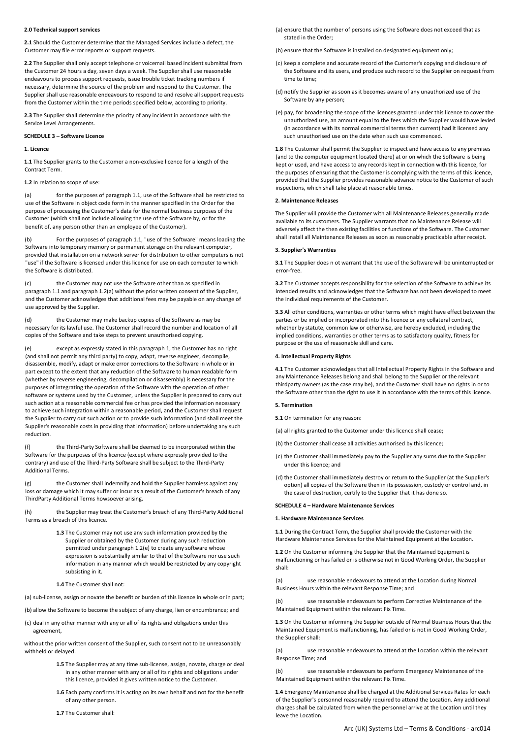**2.0 Technical support services**

**2.1** Should the Customer determine that the Managed Services include a defect, the Customer may file error reports or support requests.

**2.2** The Supplier shall only accept telephone or voicemail based incident submittal from the Customer 24 hours a day, seven days a week. The Supplier shall use reasonable endeavours to process support requests, issue trouble ticket tracking numbers if necessary, determine the source of the problem and respond to the Customer. The Supplier shall use reasonable endeavours to respond to and resolve all support requests from the Customer within the time periods specified below, according to priority.

**2.3** The Supplier shall determine the priority of any incident in accordance with the Service Level Arrangements.

**SCHEDULE 3 – Software Licence**

**1. Licence**

**1.1** The Supplier grants to the Customer a non-exclusive licence for a length of the Contract Term.

**1.2** In relation to scope of use:

(a) for the purposes of paragraph 1.1, use of the Software shall be restricted to use of the Software in object code form in the manner specified in the Order for the purpose of processing the Customer's data for the normal business purposes of the Customer (which shall not include allowing the use of the Software by, or for the benefit of, any person other than an employee of the Customer).

(b) For the purposes of paragraph 1.1, "use of the Software" means loading the Software into temporary memory or permanent storage on the relevant computer, provided that installation on a network server for distribution to other computers is not "use" if the Software is licensed under this licence for use on each computer to which the Software is distributed.

(c) the Customer may not use the Software other than as specified in paragraph 1.1 and paragraph 1.2(a) without the prior written consent of the Supplier, and the Customer acknowledges that additional fees may be payable on any change of use approved by the Supplier.

(d) the Customer may make backup copies of the Software as may be necessary for its lawful use. The Customer shall record the number and location of all copies of the Software and take steps to prevent unauthorised copying.

(e) except as expressly stated in this paragraph 1, the Customer has no right (and shall not permit any third party) to copy, adapt, reverse engineer, decompile, disassemble, modify, adapt or make error corrections to the Software in whole or in part except to the extent that any reduction of the Software to human readable form (whether by reverse engineering, decompilation or disassembly) is necessary for the purposes of integrating the operation of the Software with the operation of other software or systems used by the Customer, unless the Supplier is prepared to carry out such action at a reasonable commercial fee or has provided the information necessary to achieve such integration within a reasonable period, and the Customer shall request the Supplier to carry out such action or to provide such information (and shall meet the Supplier's reasonable costs in providing that information) before undertaking any such reduction.

(f) the Third-Party Software shall be deemed to be incorporated within the Software for the purposes of this licence (except where expressly provided to the contrary) and use of the Third-Party Software shall be subject to the Third-Party Additional Terms.

(g) the Customer shall indemnify and hold the Supplier harmless against any loss or damage which it may suffer or incur as a result of the Customer's breach of any ThirdParty Additional Terms howsoever arising.

(h) the Supplier may treat the Customer's breach of any Third-Party Additional Terms as a breach of this licence.

**1.3** The Customer may not use any such information provided by the Supplier or obtained by the Customer during any such reduction permitted under paragraph 1.2(e) to create any software whose expression is substantially similar to that of the Software nor use such information in any manner which would be restricted by any copyright subsisting in it.

**1.4** The Customer shall not:

(a) sub-license, assign or novate the benefit or burden of this licence in whole or in part;

(b) allow the Software to become the subject of any charge, lien or encumbrance; and

(c) deal in any other manner with any or all of its rights and obligations under this agreement,

without the prior written consent of the Supplier, such consent not to be unreasonably withheld or delayed.

**1.5** The Supplier may at any time sub-license, assign, novate, charge or deal in any other manner with any or all of its rights and obligations under this licence, provided it gives written notice to the Customer.

**1.6** Each party confirms it is acting on its own behalf and not for the benefit of any other person.

**1.7** The Customer shall:

(a) ensure that the number of persons using the Software does not exceed that as stated in the Order;

(b) ensure that the Software is installed on designated equipment only;

(c) keep a complete and accurate record of the Customer's copying and disclosure of the Software and its users, and produce such record to the Supplier on request from time to time;

(d) notify the Supplier as soon as it becomes aware of any unauthorized use of the Software by any person;

(e) pay, for broadening the scope of the licences granted under this licence to cover the unauthorized use, an amount equal to the fees which the Supplier would have levied (in accordance with its normal commercial terms then current) had it licensed any such unauthorised use on the date when such use commenced.

**1.8** The Customer shall permit the Supplier to inspect and have access to any premises (and to the computer equipment located there) at or on which the Software is being kept or used, and have access to any records kept in connection with this licence, for the purposes of ensuring that the Customer is complying with the terms of this licence, provided that the Supplier provides reasonable advance notice to the Customer of such inspections, which shall take place at reasonable times.

**2. Maintenance Releases**

The Supplier will provide the Customer with all Maintenance Releases generally made available to its customers. The Supplier warrants that no Maintenance Release will adversely affect the then existing facilities or functions of the Software. The Customer shall install all Maintenance Releases as soon as reasonably practicable after receipt.

**3. Supplier's Warranties**

**3.1** The Supplier does n ot warrant that the use of the Software will be uninterrupted or error-free.

**3.2** The Customer accepts responsibility for the selection of the Software to achieve its intended results and acknowledges that the Software has not been developed to meet the individual requirements of the Customer.

**3.3** All other conditions, warranties or other terms which might have effect between the parties or be implied or incorporated into this licence or any collateral contract, whether by statute, common law or otherwise, are hereby excluded, including the implied conditions, warranties or other terms as to satisfactory quality, fitness for purpose or the use of reasonable skill and care.

**4. Intellectual Property Rights**

**4.1** The Customer acknowledges that all Intellectual Property Rights in the Software and any Maintenance Releases belong and shall belong to the Supplier or the relevant thirdparty owners (as the case may be), and the Customer shall have no rights in or to the Software other than the right to use it in accordance with the terms of this licence.

**5. Termination**

**5.1** On termination for any reason:

(a) all rights granted to the Customer under this licence shall cease;

(b) the Customer shall cease all activities authorised by this licence;

(c) the Customer shall immediately pay to the Supplier any sums due to the Supplier under this licence; and

(d) the Customer shall immediately destroy or return to the Supplier (at the Supplier's option) all copies of the Software then in its possession, custody or control and, in the case of destruction, certify to the Supplier that it has done so.

**SCHEDULE 4 – Hardware Maintenance Services**

**1. Hardware Maintenance Services**

**1.1** During the Contract Term, the Supplier shall provide the Customer with the Hardware Maintenance Services for the Maintained Equipment at the Location.

**1.2** On the Customer informing the Supplier that the Maintained Equipment is malfunctioning or has failed or is otherwise not in Good Working Order, the Supplier shall:

(a) use reasonable endeavours to attend at the Location during Normal Business Hours within the relevant Response Time; and

(b) use reasonable endeavours to perform Corrective Maintenance of the Maintained Equipment within the relevant Fix Time.

**1.3** On the Customer informing the Supplier outside of Normal Business Hours that the Maintained Equipment is malfunctioning, has failed or is not in Good Working Order, the Supplier shall:

(a) use reasonable endeavours to attend at the Location within the relevant Response Time; and

(b) use reasonable endeavours to perform Emergency Maintenance of the Maintained Equipment within the relevant Fix Time.

**1.4** Emergency Maintenance shall be charged at the Additional Services Rates for each of the Supplier's personnel reasonably required to attend the Location. Any additional charges shall be calculated from when the personnel arrive at the Location until they leave the Location.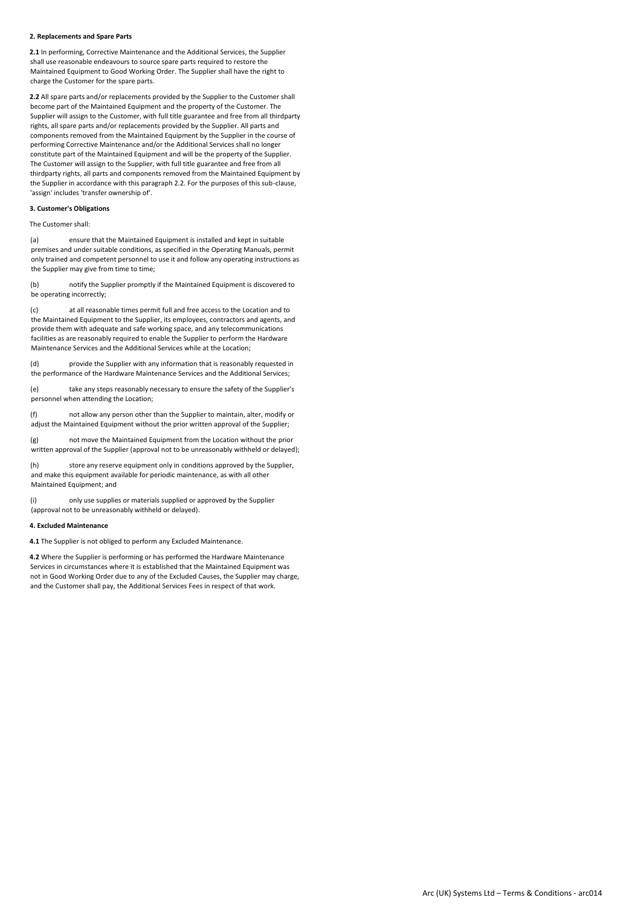**2. Replacements and Spare Parts**

**2.1** In performing, Corrective Maintenance and the Additional Services, the Supplier shall use reasonable endeavours to source spare parts required to restore the Maintained Equipment to Good Working Order. The Supplier shall have the right to charge the Customer for the spare parts.

**2.2** All spare parts and/or replacements provided by the Supplier to the Customer shall become part of the Maintained Equipment and the property of the Customer. The Supplier will assign to the Customer, with full title guarantee and free from all thirdparty rights, all spare parts and/or replacements provided by the Supplier. All parts and components removed from the Maintained Equipment by the Supplier in the course of performing Corrective Maintenance and/or the Additional Services shall no longer constitute part of the Maintained Equipment and will be the property of the Supplier. The Customer will assign to the Supplier, with full title guarantee and free from all thirdparty rights, all parts and components removed from the Maintained Equipment by the Supplier in accordance with this paragraph 2.2. For the purposes of this sub-clause, 'assign' includes 'transfer ownership of'.

**3. Customer's Obligations**

The Customer shall:

(a) ensure that the Maintained Equipment is installed and kept in suitable premises and under suitable conditions, as specified in the Operating Manuals, permit only trained and competent personnel to use it and follow any operating instructions as the Supplier may give from time to time;

(b) notify the Supplier promptly if the Maintained Equipment is discovered to be operating incorrectly;

(c) at all reasonable times permit full and free access to the Location and to the Maintained Equipment to the Supplier, its employees, contractors and agents, and provide them with adequate and safe working space, and any telecommunications facilities as are reasonably required to enable the Supplier to perform the Hardware Maintenance Services and the Additional Services while at the Location;

(d) provide the Supplier with any information that is reasonably requested in the performance of the Hardware Maintenance Services and the Additional Services;

(e) take any steps reasonably necessary to ensure the safety of the Supplier's personnel when attending the Location;

(f) not allow any person other than the Supplier to maintain, alter, modify or adjust the Maintained Equipment without the prior written approval of the Supplier;

(g) not move the Maintained Equipment from the Location without the prior written approval of the Supplier (approval not to be unreasonably withheld or delayed);

(h) store any reserve equipment only in conditions approved by the Supplier, and make this equipment available for periodic maintenance, as with all other Maintained Equipment; and

(i) only use supplies or materials supplied or approved by the Supplier (approval not to be unreasonably withheld or delayed).

**4. Excluded Maintenance**

**4.1** The Supplier is not obliged to perform any Excluded Maintenance.

**4.2** Where the Supplier is performing or has performed the Hardware Maintenance Services in circumstances where it is established that the Maintained Equipment was not in Good Working Order due to any of the Excluded Causes, the Supplier may charge, and the Customer shall pay, the Additional Services Fees in respect of that work.